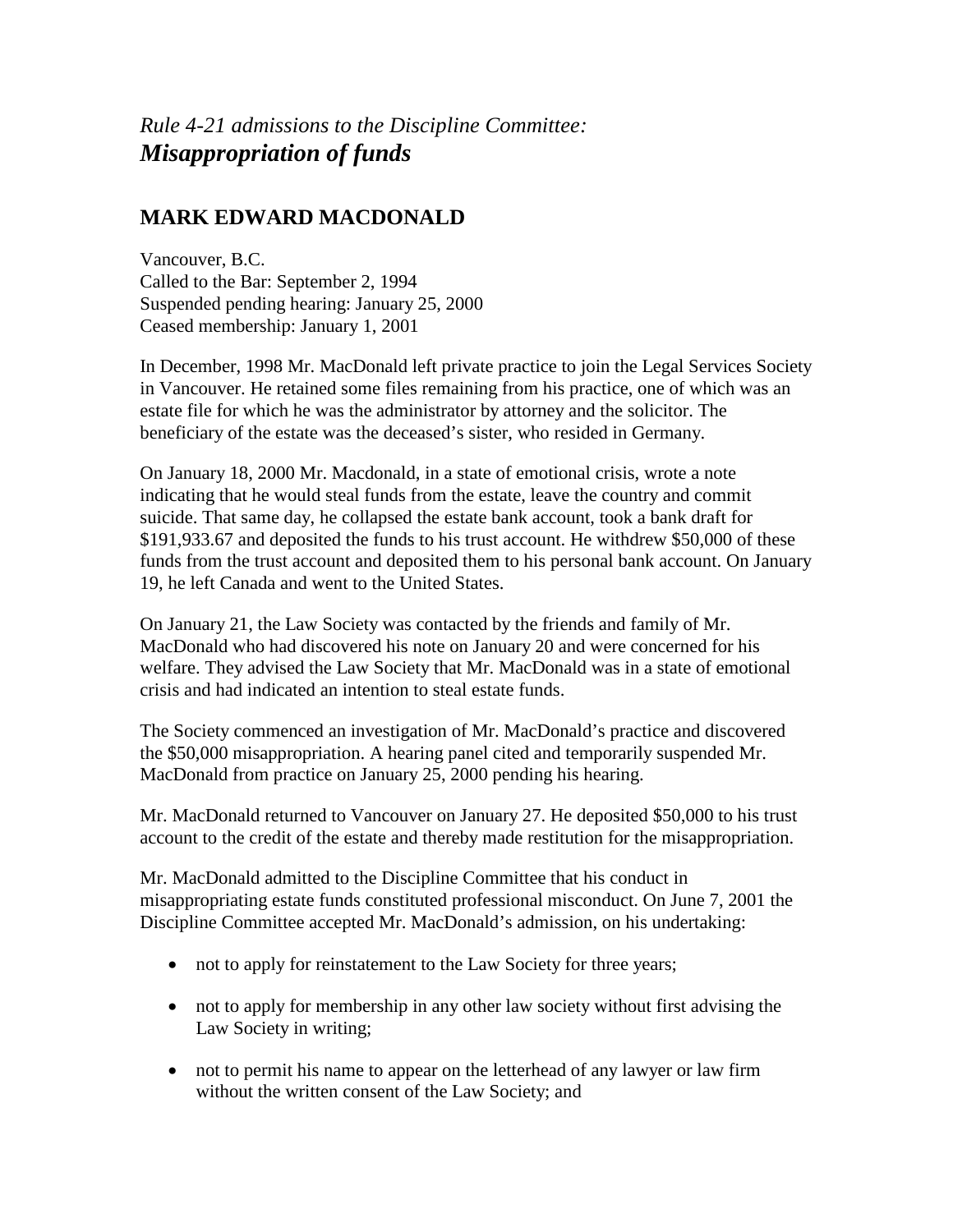*Rule 4-21 admissions to the Discipline Committee:*
***Misappropriation of funds***

## MARK EDWARD MACDONALD

Vancouver, B.C.
Called to the Bar: September 2, 1994
Suspended pending hearing: January 25, 2000
Ceased membership: January 1, 2001

In December, 1998 Mr. MacDonald left private practice to join the Legal Services Society in Vancouver. He retained some files remaining from his practice, one of which was an estate file for which he was the administrator by attorney and the solicitor. The beneficiary of the estate was the deceased's sister, who resided in Germany.

On January 18, 2000 Mr. Macdonald, in a state of emotional crisis, wrote a note indicating that he would steal funds from the estate, leave the country and commit suicide. That same day, he collapsed the estate bank account, took a bank draft for $191,933.67 and deposited the funds to his trust account. He withdrew $50,000 of these funds from the trust account and deposited them to his personal bank account. On January 19, he left Canada and went to the United States.

On January 21, the Law Society was contacted by the friends and family of Mr. MacDonald who had discovered his note on January 20 and were concerned for his welfare. They advised the Law Society that Mr. MacDonald was in a state of emotional crisis and had indicated an intention to steal estate funds.

The Society commenced an investigation of Mr. MacDonald's practice and discovered the $50,000 misappropriation. A hearing panel cited and temporarily suspended Mr. MacDonald from practice on January 25, 2000 pending his hearing.

Mr. MacDonald returned to Vancouver on January 27. He deposited $50,000 to his trust account to the credit of the estate and thereby made restitution for the misappropriation.

Mr. MacDonald admitted to the Discipline Committee that his conduct in misappropriating estate funds constituted professional misconduct. On June 7, 2001 the Discipline Committee accepted Mr. MacDonald's admission, on his undertaking:

- not to apply for reinstatement to the Law Society for three years;
- not to apply for membership in any other law society without first advising the Law Society in writing;
- not to permit his name to appear on the letterhead of any lawyer or law firm without the written consent of the Law Society; and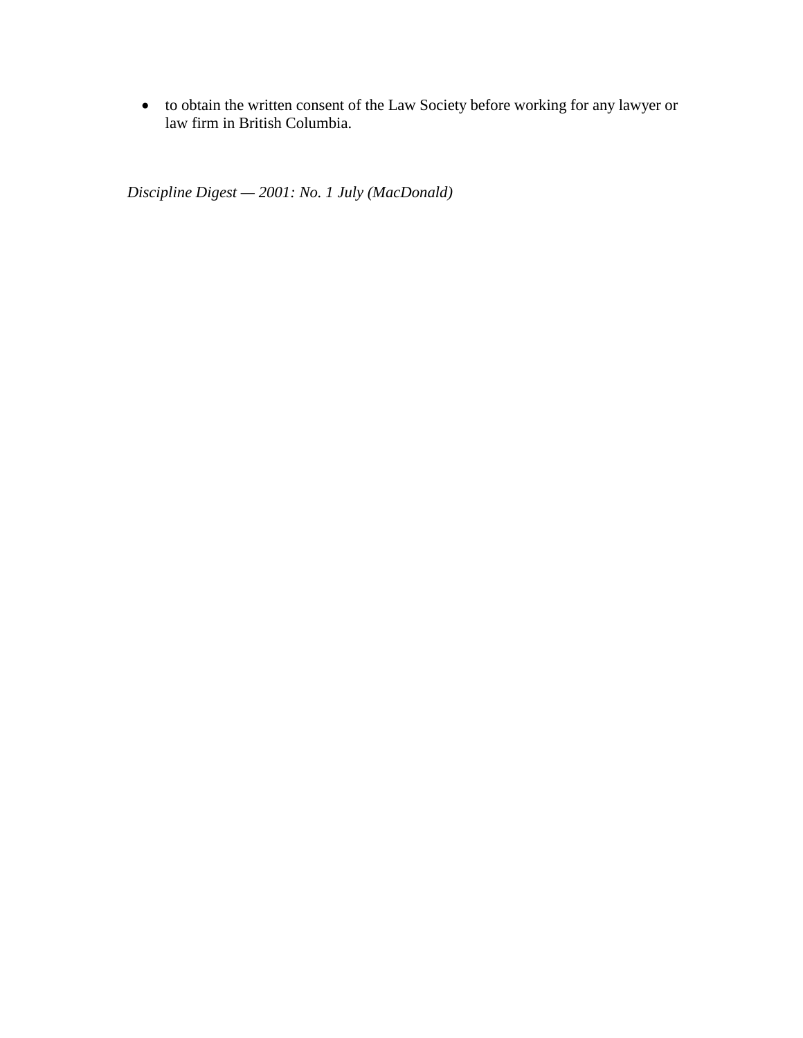- to obtain the written consent of the Law Society before working for any lawyer or law firm in British Columbia.

*Discipline Digest — 2001: No. 1 July (MacDonald)*